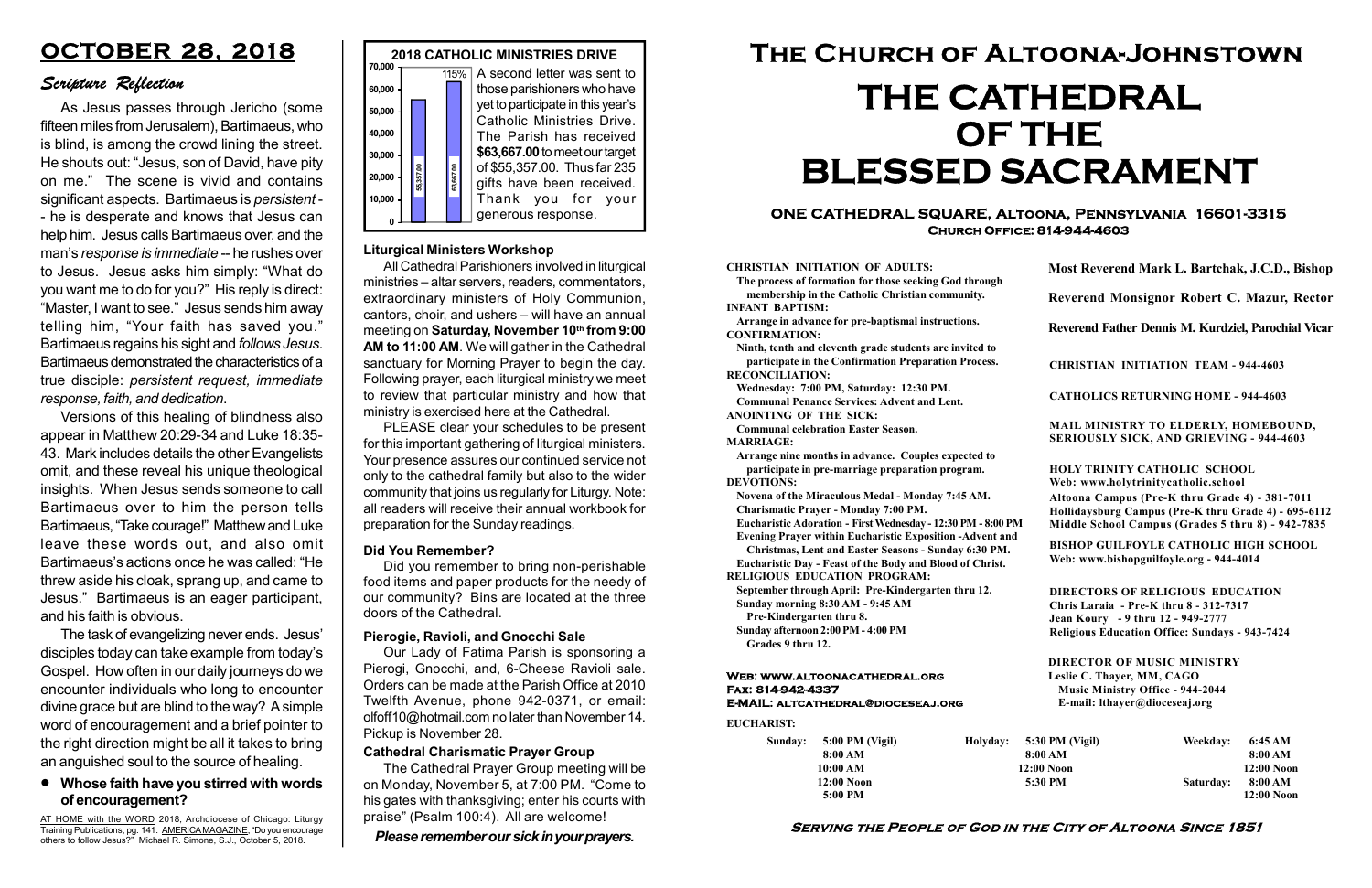# OCTOBER 28, 2018

## *Scripture Reflection*

As Jesus passes through Jericho (some fifteen miles from Jerusalem), Bartimaeus, who is blind, is among the crowd lining the street. He shouts out: "Jesus, son of David, have pity on me." The scene is vivid and contains significant aspects. Bartimaeus is *persistent* -- he is desperate and knows that Jesus can help him. Jesus calls Bartimaeus over, and the man's *response is immediate* -- he rushes over to Jesus. Jesus asks him simply: "What do you want me to do for you?" His reply is direct: "Master, I want to see." Jesus sends him away telling him, "Your faith has saved you." Bartimaeus regains his sight and *follows Jesus*. Bartimaeus demonstrated the characteristics of a true disciple: *persistent request, immediate response, faith, and dedication*.

Versions of this healing of blindness also appear in Matthew 20:29-34 and Luke 18:35-43. Mark includes details the other Evangelists omit, and these reveal his unique theological insights. When Jesus sends someone to call Bartimaeus over to him the person tells Bartimaeus, "Take courage!" Matthew and Luke leave these words out, and also omit Bartimaeus's actions once he was called: "He threw aside his cloak, sprang up, and came to Jesus." Bartimaeus is an eager participant, and his faith is obvious.

The task of evangelizing never ends. Jesus' disciples today can take example from today's Gospel. How often in our daily journeys do we encounter individuals who long to encounter divine grace but are blind to the way? A simple word of encouragement and a brief pointer to the right direction might be all it takes to bring an anguished soul to the source of healing.

- **Whose faith have you stirred with words of encouragement?**

AT HOME with the WORD 2018, Archdiocese of Chicago: Liturgy Training Publications, pg. 141. AMERICA MAGAZINE, "Do you encourage others to follow Jesus?" Michael R. Simone, S.J., October 5, 2018.

### 2018 CATHOLIC MINISTRIES DRIVE

| Target | Received |
|---|---|
| 55,357.00 | 63,667.00 (115%) |

A second letter was sent to those parishioners who have yet to participate in this year's Catholic Ministries Drive. The Parish has received **$63,667.00** to meet our target of $55,357.00. Thus far 235 gifts have been received. Thank you for your generous response.

### Liturgical Ministers Workshop

All Cathedral Parishioners involved in liturgical ministries – altar servers, readers, commentators, extraordinary ministers of Holy Communion, cantors, choir, and ushers – will have an annual meeting on **Saturday, November 10th from 9:00 AM to 11:00 AM**. We will gather in the Cathedral sanctuary for Morning Prayer to begin the day. Following prayer, each liturgical ministry we meet to review that particular ministry and how that ministry is exercised here at the Cathedral.

PLEASE clear your schedules to be present for this important gathering of liturgical ministers. Your presence assures our continued service not only to the cathedral family but also to the wider community that joins us regularly for Liturgy. Note: all readers will receive their annual workbook for preparation for the Sunday readings.

### Did You Remember?

Did you remember to bring non-perishable food items and paper products for the needy of our community? Bins are located at the three doors of the Cathedral.

### Pierogie, Ravioli, and Gnocchi Sale

Our Lady of Fatima Parish is sponsoring a Pierogi, Gnocchi, and, 6-Cheese Ravioli sale. Orders can be made at the Parish Office at 2010 Twelfth Avenue, phone 942-0371, or email: olfoff10@hotmail.com no later than November 14. Pickup is November 28.

### Cathedral Charismatic Prayer Group

The Cathedral Prayer Group meeting will be on Monday, November 5, at 7:00 PM. "Come to his gates with thanksgiving; enter his courts with praise" (Psalm 100:4). All are welcome!

***Please remember our sick in your prayers.***

# The Church of Altoona-Johnstown
# THE CATHEDRAL OF THE BLESSED SACRAMENT

**ONE CATHEDRAL SQUARE, Altoona, Pennsylvania 16601-3315**
**Church Office: 814-944-4603**

**CHRISTIAN INITIATION OF ADULTS:**
The process of formation for those seeking God through membership in the Catholic Christian community.
**INFANT BAPTISM:**
Arrange in advance for pre-baptismal instructions.
**CONFIRMATION:**
Ninth, tenth and eleventh grade students are invited to participate in the Confirmation Preparation Process.
**RECONCILIATION:**
Wednesday: 7:00 PM, Saturday: 12:30 PM.
Communal Penance Services: Advent and Lent.
**ANOINTING OF THE SICK:**
Communal celebration Easter Season.
**MARRIAGE:**
Arrange nine months in advance. Couples expected to participate in pre-marriage preparation program.
**DEVOTIONS:**
Novena of the Miraculous Medal - Monday 7:45 AM.
Charismatic Prayer - Monday 7:00 PM.
Eucharistic Adoration - First Wednesday - 12:30 PM - 8:00 PM
Evening Prayer within Eucharistic Exposition -Advent and Christmas, Lent and Easter Seasons - Sunday 6:30 PM.
Eucharistic Day - Feast of the Body and Blood of Christ.
**RELIGIOUS EDUCATION PROGRAM:**
September through April: Pre-Kindergarten thru 12.
Sunday morning 8:30 AM - 9:45 AM
Pre-Kindergarten thru 8.
Sunday afternoon 2:00 PM - 4:00 PM
Grades 9 thru 12.

**Most Reverend Mark L. Bartchak, J.C.D., Bishop**

**Reverend Monsignor Robert C. Mazur, Rector**

**Reverend Father Dennis M. Kurdziel, Parochial Vicar**

CHRISTIAN INITIATION TEAM - 944-4603

CATHOLICS RETURNING HOME - 944-4603

MAIL MINISTRY TO ELDERLY, HOMEBOUND, SERIOUSLY SICK, AND GRIEVING - 944-4603

HOLY TRINITY CATHOLIC SCHOOL
Web: www.holytrinitycatholic.school
Altoona Campus (Pre-K thru Grade 4) - 381-7011
Hollidaysburg Campus (Pre-K thru Grade 4) - 695-6112
Middle School Campus (Grades 5 thru 8) - 942-7835

BISHOP GUILFOYLE CATHOLIC HIGH SCHOOL
Web: www.bishopguilfoyle.org - 944-4014

DIRECTORS OF RELIGIOUS EDUCATION
Chris Laraia - Pre-K thru 8 - 312-7317
Jean Koury - 9 thru 12 - 949-2777
Religious Education Office: Sundays - 943-7424

DIRECTOR OF MUSIC MINISTRY
Leslie C. Thayer, MM, CAGO
Music Ministry Office - 944-2044
E-mail: lthayer@dioceseaj.org

Web: www.altoonacathedral.org
Fax: 814-942-4337
E-MAIL: altcathedral@dioceseaj.org

**EUCHARIST:**

| Sunday: | | Holyday: | | Weekday: | |
|---|---|---|---|---|---|
| | 5:00 PM (Vigil) | | 5:30 PM (Vigil) | | 6:45 AM |
| | 8:00 AM | | 8:00 AM | | 8:00 AM |
| | 10:00 AM | | 12:00 Noon | | 12:00 Noon |
| | 12:00 Noon | | 5:30 PM | Saturday: | 8:00 AM |
| | 5:00 PM | | | | 12:00 Noon |

***Serving the People of God in the City of Altoona Since 1851***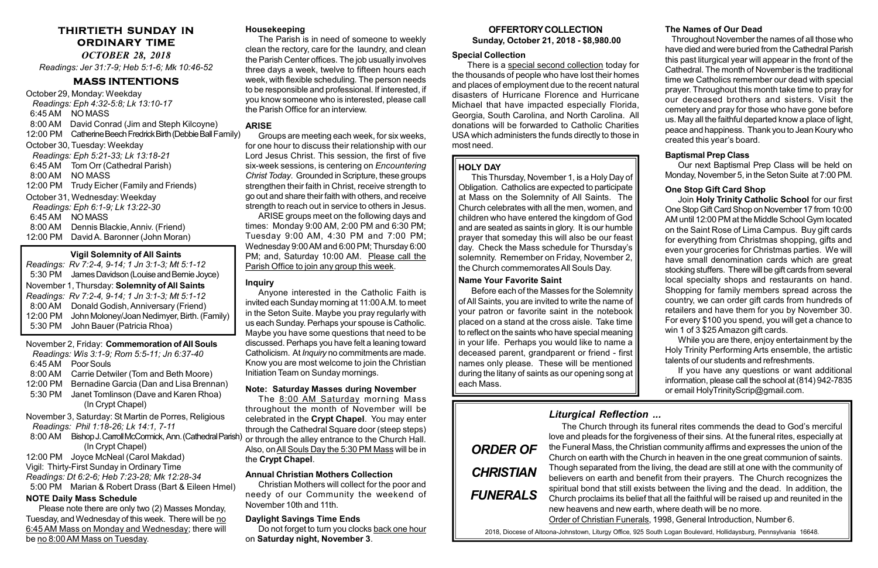# THIRTIETH SUNDAY IN ORDINARY TIME

*OCTOBER 28, 2018*

*Readings: Jer 31:7-9; Heb 5:1-6; Mk 10:46-52*

## MASS INTENTIONS

October 29, Monday: Weekday
*Readings: Eph 4:32-5:8; Lk 13:10-17*
6:45 AM NO MASS
8:00 AM David Conrad (Jim and Steph Kilcoyne)
12:00 PM Catherine Beech Fredrick Birth (Debbie Ball Family)

October 30, Tuesday: Weekday
*Readings: Eph 5:21-33; Lk 13:18-21*
6:45 AM Tom Orr (Cathedral Parish)
8:00 AM NO MASS
12:00 PM Trudy Eicher (Family and Friends)

October 31, Wednesday: Weekday
*Readings: Eph 6:1-9; Lk 13:22-30*
6:45 AM NO MASS
8:00 AM Dennis Blackie, Anniv. (Friend)
12:00 PM David A. Baronner (John Moran)

**Vigil Solemnity of All Saints**
*Readings: Rv 7:2-4, 9-14; 1 Jn 3:1-3; Mt 5:1-12*
5:30 PM James Davidson (Louise and Bernie Joyce)

November 1, Thursday: **Solemnity of All Saints**
*Readings: Rv 7:2-4, 9-14; 1 Jn 3:1-3; Mt 5:1-12*
8:00 AM Donald Godish, Anniversary (Friend)
12:00 PM John Moloney/Joan Nedimyer, Birth. (Family)
5:30 PM John Bauer (Patricia Rhoa)

November 2, Friday: **Commemoration of All Souls**
*Readings: Wis 3:1-9; Rom 5:5-11; Jn 6:37-40*
6:45 AM Poor Souls
8:00 AM Carrie Detwiler (Tom and Beth Moore)
12:00 PM Bernadine Garcia (Dan and Lisa Brennan)
5:30 PM Janet Tomlinson (Dave and Karen Rhoa) (In Crypt Chapel)

November 3, Saturday: St Martin de Porres, Religious
*Readings: Phil 1:18-26; Lk 14:1, 7-11*
8:00 AM Bishop J. Carroll McCormick, Ann. (Cathedral Parish) (In Crypt Chapel)
12:00 PM Joyce McNeal (Carol Makdad)

Vigil: Thirty-First Sunday in Ordinary Time
*Readings: Dt 6:2-6; Heb 7:23-28; Mk 12:28-34*
5:00 PM Marian & Robert Drass (Bart & Eileen Hmel)

### NOTE Daily Mass Schedule

Please note there are only two (2) Masses Monday, Tuesday, and Wednesday of this week. There will be no 6:45 AM Mass on Monday and Wednesday; there will be no 8:00 AM Mass on Tuesday.

### Housekeeping

The Parish is in need of someone to weekly clean the rectory, care for the laundry, and clean the Parish Center offices. The job usually involves three days a week, twelve to fifteen hours each week, with flexible scheduling. The person needs to be responsible and professional. If interested, if you know someone who is interested, please call the Parish Office for an interview.

### ARISE

Groups are meeting each week, for six weeks, for one hour to discuss their relationship with our Lord Jesus Christ. This session, the first of five six-week sessions, is centering on *Encountering Christ Today*. Grounded in Scripture, these groups strengthen their faith in Christ, receive strength to go out and share their faith with others, and receive strength to reach out in service to others in Jesus.

ARISE groups meet on the following days and times: Monday 9:00 AM, 2:00 PM and 6:30 PM; Tuesday 9:00 AM, 4:30 PM and 7:00 PM; Wednesday 9:00 AM and 6:00 PM; Thursday 6:00 PM; and, Saturday 10:00 AM. Please call the Parish Office to join any group this week.

### Inquiry

Anyone interested in the Catholic Faith is invited each Sunday morning at 11:00 A.M. to meet in the Seton Suite. Maybe you pray regularly with us each Sunday. Perhaps your spouse is Catholic. Maybe you have some questions that need to be discussed. Perhaps you have felt a leaning toward Catholicism. At *Inquiry* no commitments are made. Know you are most welcome to join the Christian Initiation Team on Sunday mornings.

### Note: Saturday Masses during November

The 8:00 AM Saturday morning Mass throughout the month of November will be celebrated in the **Crypt Chapel**. You may enter through the Cathedral Square door (steep steps) or through the alley entrance to the Church Hall. Also, on All Souls Day the 5:30 PM Mass will be in the **Crypt Chapel**.

### Annual Christian Mothers Collection

Christian Mothers will collect for the poor and needy of our Community the weekend of November 10th and 11th.

### Daylight Savings Time Ends

Do not forget to turn you clocks back one hour on **Saturday night, November 3**.

## OFFERTORY COLLECTION
**Sunday, October 21, 2018 - $8,980.00**

### Special Collection

There is a special second collection today for the thousands of people who have lost their homes and places of employment due to the recent natural disasters of Hurricane Florence and Hurricane Michael that have impacted especially Florida, Georgia, South Carolina, and North Carolina. All donations will be forwarded to Catholic Charities USA which administers the funds directly to those in most need.

### HOLY DAY

This Thursday, November 1, is a Holy Day of Obligation. Catholics are expected to participate at Mass on the Solemnity of All Saints. The Church celebrates with all the men, women, and children who have entered the kingdom of God and are seated as saints in glory. It is our humble prayer that someday this will also be our feast day. Check the Mass schedule for Thursday's solemnity. Remember on Friday, November 2, the Church commemorates All Souls Day.

### Name Your Favorite Saint

Before each of the Masses for the Solemnity of All Saints, you are invited to write the name of your patron or favorite saint in the notebook placed on a stand at the cross aisle. Take time to reflect on the saints who have special meaning in your life. Perhaps you would like to name a deceased parent, grandparent or friend - first names only please. These will be mentioned during the litany of saints as our opening song at each Mass.

### The Names of Our Dead

Throughout November the names of all those who have died and were buried from the Cathedral Parish this past liturgical year will appear in the front of the Cathedral. The month of November is the traditional time we Catholics remember our dead with special prayer. Throughout this month take time to pray for our deceased brothers and sisters. Visit the cemetery and pray for those who have gone before us. May all the faithful departed know a place of light, peace and happiness. Thank you to Jean Koury who created this year's board.

### Baptismal Prep Class

Our next Baptismal Prep Class will be held on Monday, November 5, in the Seton Suite at 7:00 PM.

### One Stop Gift Card Shop

Join **Holy Trinity Catholic School** for our first One Stop Gift Card Shop on November 17 from 10:00 AM until 12:00 PM at the Middle School Gym located on the Saint Rose of Lima Campus. Buy gift cards for everything from Christmas shopping, gifts and even your groceries for Christmas parties. We will have small denomination cards which are great stocking stuffers. There will be gift cards from several local specialty shops and restaurants on hand. Shopping for family members spread across the country, we can order gift cards from hundreds of retailers and have them for you by November 30. For every $100 you spend, you will get a chance to win 1 of 3 $25 Amazon gift cards.

While you are there, enjoy entertainment by the Holy Trinity Performing Arts ensemble, the artistic talents of our students and refreshments.

If you have any questions or want additional information, please call the school at (814) 942-7835 or email HolyTrinityScrip@gmail.com.

### *Liturgical Reflection ...*

***ORDER OF CHRISTIAN FUNERALS***

The Church through its funeral rites commends the dead to God's merciful love and pleads for the forgiveness of their sins. At the funeral rites, especially at the Funeral Mass, the Christian community affirms and expresses the union of the Church on earth with the Church in heaven in the one great communion of saints. Though separated from the living, the dead are still at one with the community of believers on earth and benefit from their prayers. The Church recognizes the spiritual bond that still exists between the living and the dead. In addition, the Church proclaims its belief that all the faithful will be raised up and reunited in the new heavens and new earth, where death will be no more.
Order of Christian Funerals, 1998, General Introduction, Number 6.

2018, Diocese of Altoona-Johnstown, Liturgy Office, 925 South Logan Boulevard, Hollidaysburg, Pennsylvania 16648.